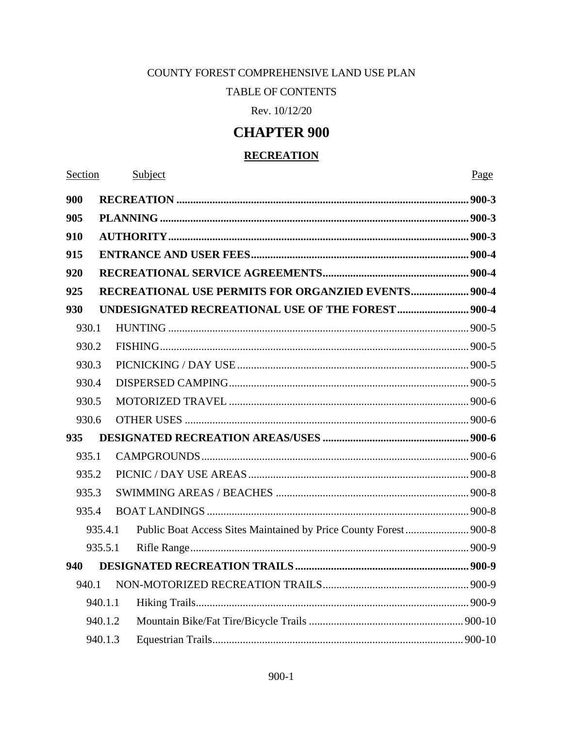COUNTY FOREST COMPREHENSIVE LAND USE PLAN

TABLE OF CONTENTS

Rev. 10/12/20

# CHAPTER 900

## RECREATION

| Section | Subject | Page |
|---|---|---|
| **900** | **RECREATION** | **900-3** |
| **905** | **PLANNING** | **900-3** |
| **910** | **AUTHORITY** | **900-3** |
| **915** | **ENTRANCE AND USER FEES** | **900-4** |
| **920** | **RECREATIONAL SERVICE AGREEMENTS** | **900-4** |
| **925** | **RECREATIONAL USE PERMITS FOR ORGANZIED EVENTS** | **900-4** |
| **930** | **UNDESIGNATED RECREATIONAL USE OF THE FOREST** | **900-4** |
| 930.1 | HUNTING | 900-5 |
| 930.2 | FISHING | 900-5 |
| 930.3 | PICNICKING / DAY USE | 900-5 |
| 930.4 | DISPERSED CAMPING | 900-5 |
| 930.5 | MOTORIZED TRAVEL | 900-6 |
| 930.6 | OTHER USES | 900-6 |
| **935** | **DESIGNATED RECREATION AREAS/USES** | **900-6** |
| 935.1 | CAMPGROUNDS | 900-6 |
| 935.2 | PICNIC / DAY USE AREAS | 900-8 |
| 935.3 | SWIMMING AREAS / BEACHES | 900-8 |
| 935.4 | BOAT LANDINGS | 900-8 |
| 935.4.1 | Public Boat Access Sites Maintained by Price County Forest | 900-8 |
| 935.5.1 | Rifle Range | 900-9 |
| **940** | **DESIGNATED RECREATION TRAILS** | **900-9** |
| 940.1 | NON-MOTORIZED RECREATION TRAILS | 900-9 |
| 940.1.1 | Hiking Trails | 900-9 |
| 940.1.2 | Mountain Bike/Fat Tire/Bicycle Trails | 900-10 |
| 940.1.3 | Equestrian Trails | 900-10 |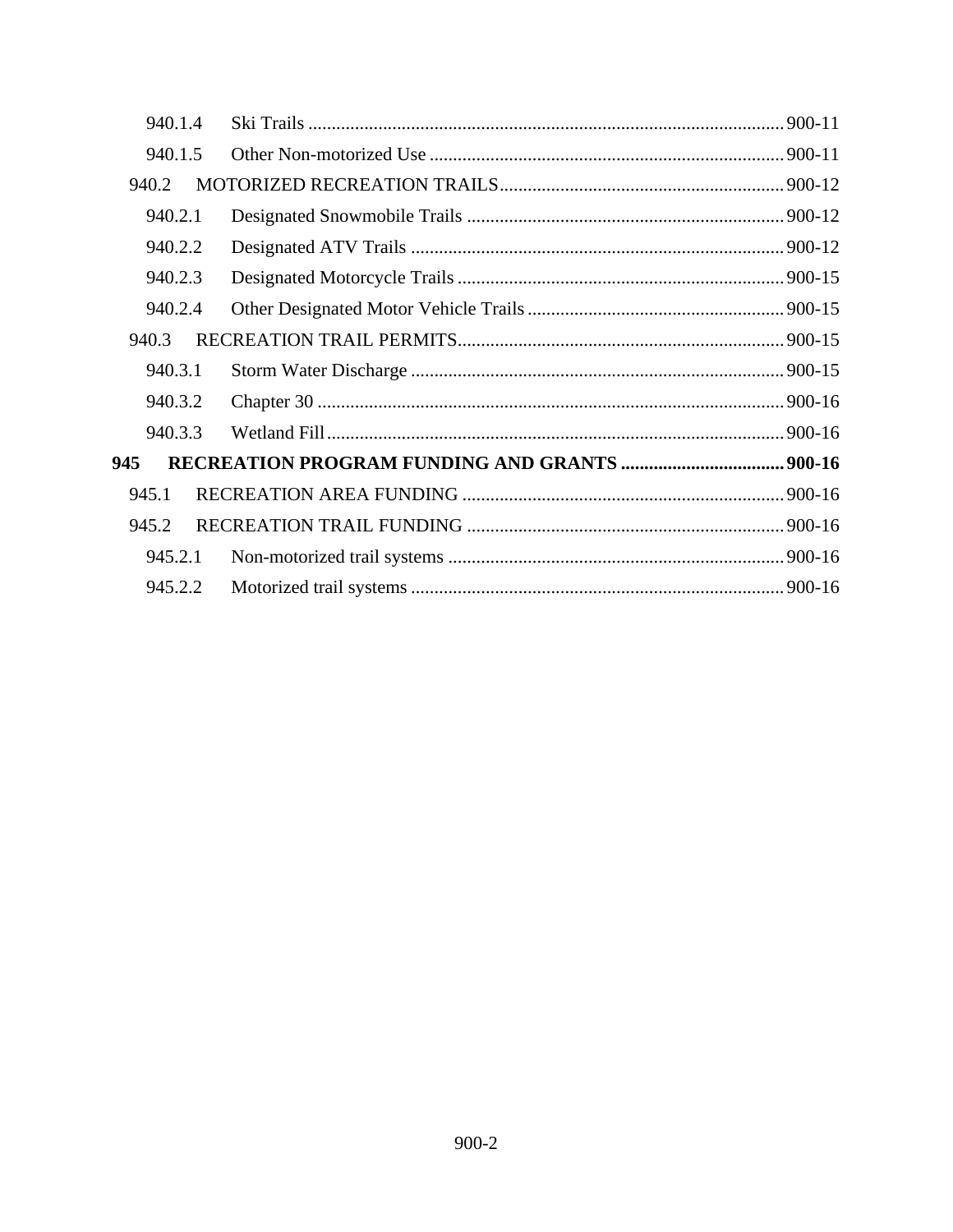940.1.4 Ski Trails ..................................................................................................... 900-11

940.1.5 Other Non-motorized Use ........................................................................... 900-11

940.2 MOTORIZED RECREATION TRAILS............................................................. 900-12

940.2.1 Designated Snowmobile Trails ................................................................... 900-12

940.2.2 Designated ATV Trails ............................................................................... 900-12

940.2.3 Designated Motorcycle Trails ..................................................................... 900-15

940.2.4 Other Designated Motor Vehicle Trails ....................................................... 900-15

940.3 RECREATION TRAIL PERMITS...................................................................... 900-15

940.3.1 Storm Water Discharge ............................................................................... 900-15

940.3.2 Chapter 30 .................................................................................................. 900-16

940.3.3 Wetland Fill ................................................................................................. 900-16

**945 RECREATION PROGRAM FUNDING AND GRANTS .................................. 900-16**

945.1 RECREATION AREA FUNDING ..................................................................... 900-16

945.2 RECREATION TRAIL FUNDING .................................................................... 900-16

945.2.1 Non-motorized trail systems ....................................................................... 900-16

945.2.2 Motorized trail systems ............................................................................... 900-16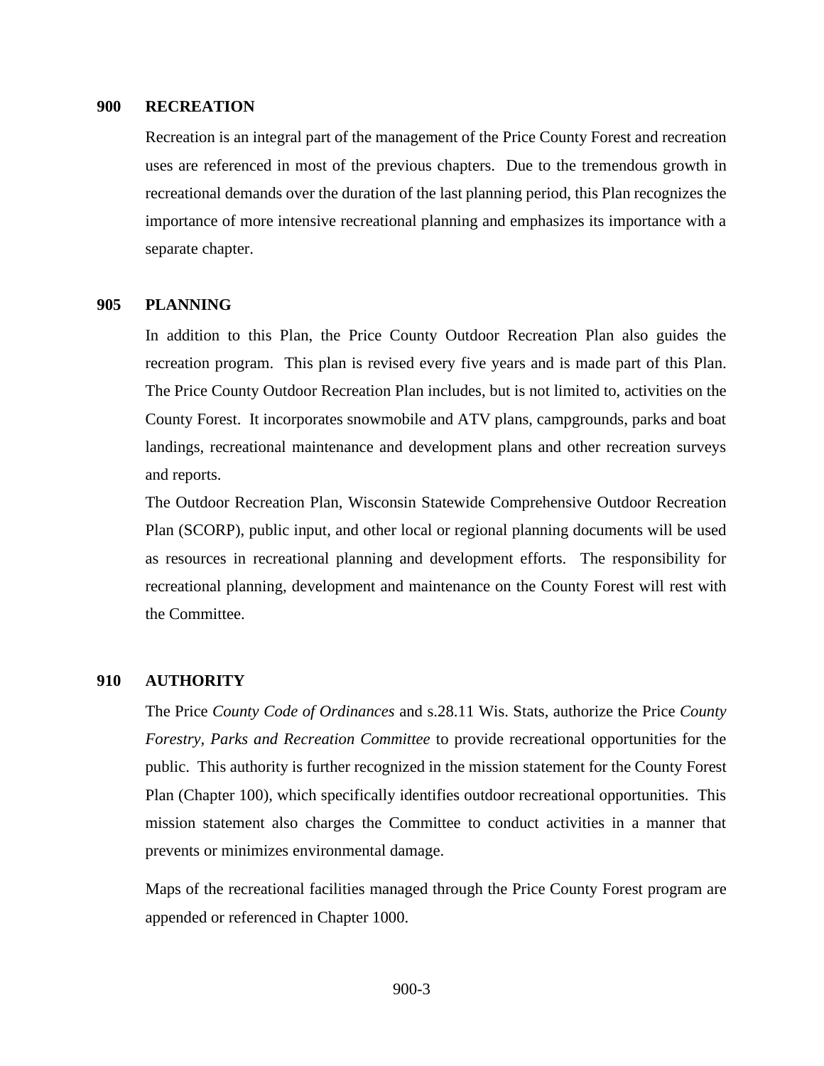## 900 RECREATION

Recreation is an integral part of the management of the Price County Forest and recreation uses are referenced in most of the previous chapters. Due to the tremendous growth in recreational demands over the duration of the last planning period, this Plan recognizes the importance of more intensive recreational planning and emphasizes its importance with a separate chapter.

## 905 PLANNING

In addition to this Plan, the Price County Outdoor Recreation Plan also guides the recreation program. This plan is revised every five years and is made part of this Plan. The Price County Outdoor Recreation Plan includes, but is not limited to, activities on the County Forest. It incorporates snowmobile and ATV plans, campgrounds, parks and boat landings, recreational maintenance and development plans and other recreation surveys and reports.

The Outdoor Recreation Plan, Wisconsin Statewide Comprehensive Outdoor Recreation Plan (SCORP), public input, and other local or regional planning documents will be used as resources in recreational planning and development efforts. The responsibility for recreational planning, development and maintenance on the County Forest will rest with the Committee.

## 910 AUTHORITY

The Price *County Code of Ordinances* and s.28.11 Wis. Stats, authorize the Price *County Forestry, Parks and Recreation Committee* to provide recreational opportunities for the public. This authority is further recognized in the mission statement for the County Forest Plan (Chapter 100), which specifically identifies outdoor recreational opportunities. This mission statement also charges the Committee to conduct activities in a manner that prevents or minimizes environmental damage.

Maps of the recreational facilities managed through the Price County Forest program are appended or referenced in Chapter 1000.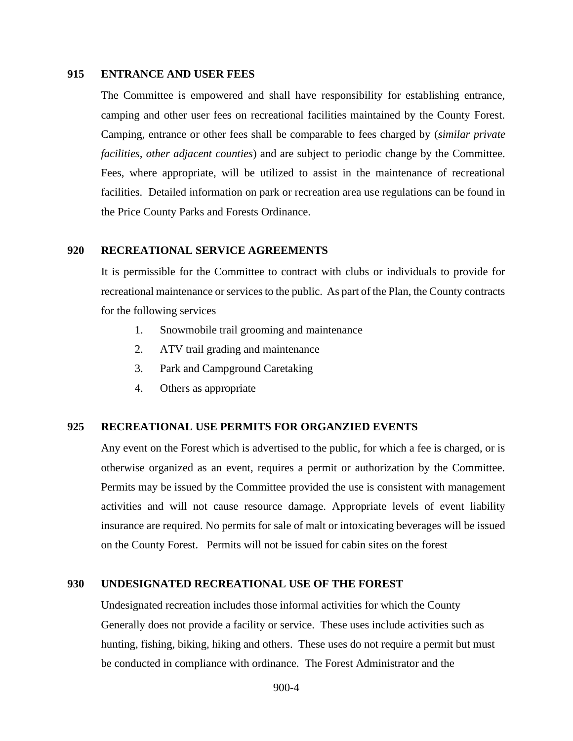## 915 ENTRANCE AND USER FEES

The Committee is empowered and shall have responsibility for establishing entrance, camping and other user fees on recreational facilities maintained by the County Forest. Camping, entrance or other fees shall be comparable to fees charged by (*similar private facilities*, *other adjacent counties*) and are subject to periodic change by the Committee. Fees, where appropriate, will be utilized to assist in the maintenance of recreational facilities. Detailed information on park or recreation area use regulations can be found in the Price County Parks and Forests Ordinance.

## 920 RECREATIONAL SERVICE AGREEMENTS

It is permissible for the Committee to contract with clubs or individuals to provide for recreational maintenance or services to the public. As part of the Plan, the County contracts for the following services

1. Snowmobile trail grooming and maintenance
2. ATV trail grading and maintenance
3. Park and Campground Caretaking
4. Others as appropriate

## 925 RECREATIONAL USE PERMITS FOR ORGANZIED EVENTS

Any event on the Forest which is advertised to the public, for which a fee is charged, or is otherwise organized as an event, requires a permit or authorization by the Committee. Permits may be issued by the Committee provided the use is consistent with management activities and will not cause resource damage. Appropriate levels of event liability insurance are required. No permits for sale of malt or intoxicating beverages will be issued on the County Forest. Permits will not be issued for cabin sites on the forest

## 930 UNDESIGNATED RECREATIONAL USE OF THE FOREST

Undesignated recreation includes those informal activities for which the County Generally does not provide a facility or service. These uses include activities such as hunting, fishing, biking, hiking and others. These uses do not require a permit but must be conducted in compliance with ordinance. The Forest Administrator and the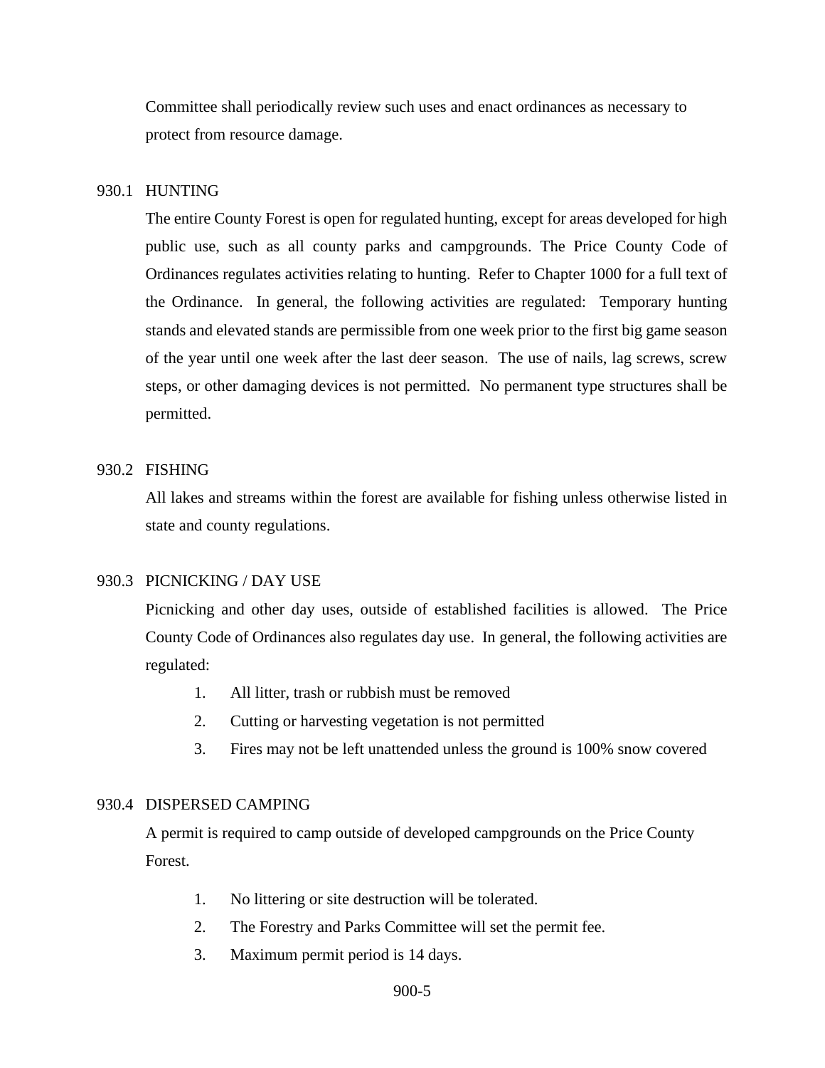Committee shall periodically review such uses and enact ordinances as necessary to protect from resource damage.

### 930.1 HUNTING

The entire County Forest is open for regulated hunting, except for areas developed for high public use, such as all county parks and campgrounds. The Price County Code of Ordinances regulates activities relating to hunting. Refer to Chapter 1000 for a full text of the Ordinance. In general, the following activities are regulated: Temporary hunting stands and elevated stands are permissible from one week prior to the first big game season of the year until one week after the last deer season. The use of nails, lag screws, screw steps, or other damaging devices is not permitted. No permanent type structures shall be permitted.

### 930.2 FISHING

All lakes and streams within the forest are available for fishing unless otherwise listed in state and county regulations.

### 930.3 PICNICKING / DAY USE

Picnicking and other day uses, outside of established facilities is allowed. The Price County Code of Ordinances also regulates day use. In general, the following activities are regulated:

1. All litter, trash or rubbish must be removed
2. Cutting or harvesting vegetation is not permitted
3. Fires may not be left unattended unless the ground is 100% snow covered

### 930.4 DISPERSED CAMPING

A permit is required to camp outside of developed campgrounds on the Price County Forest.

1. No littering or site destruction will be tolerated.
2. The Forestry and Parks Committee will set the permit fee.
3. Maximum permit period is 14 days.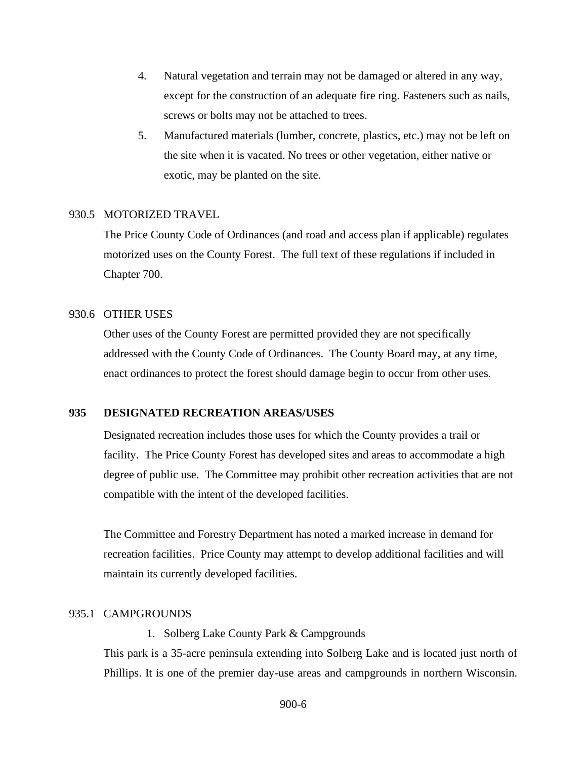4. Natural vegetation and terrain may not be damaged or altered in any way, except for the construction of an adequate fire ring. Fasteners such as nails, screws or bolts may not be attached to trees.
5. Manufactured materials (lumber, concrete, plastics, etc.) may not be left on the site when it is vacated. No trees or other vegetation, either native or exotic, may be planted on the site.

930.5 MOTORIZED TRAVEL

The Price County Code of Ordinances (and road and access plan if applicable) regulates motorized uses on the County Forest. The full text of these regulations if included in Chapter 700.

930.6 OTHER USES

Other uses of the County Forest are permitted provided they are not specifically addressed with the County Code of Ordinances. The County Board may, at any time, enact ordinances to protect the forest should damage begin to occur from other uses.

## 935 DESIGNATED RECREATION AREAS/USES

Designated recreation includes those uses for which the County provides a trail or facility. The Price County Forest has developed sites and areas to accommodate a high degree of public use. The Committee may prohibit other recreation activities that are not compatible with the intent of the developed facilities.

The Committee and Forestry Department has noted a marked increase in demand for recreation facilities. Price County may attempt to develop additional facilities and will maintain its currently developed facilities.

935.1 CAMPGROUNDS

1. Solberg Lake County Park & Campgrounds

This park is a 35-acre peninsula extending into Solberg Lake and is located just north of Phillips. It is one of the premier day-use areas and campgrounds in northern Wisconsin.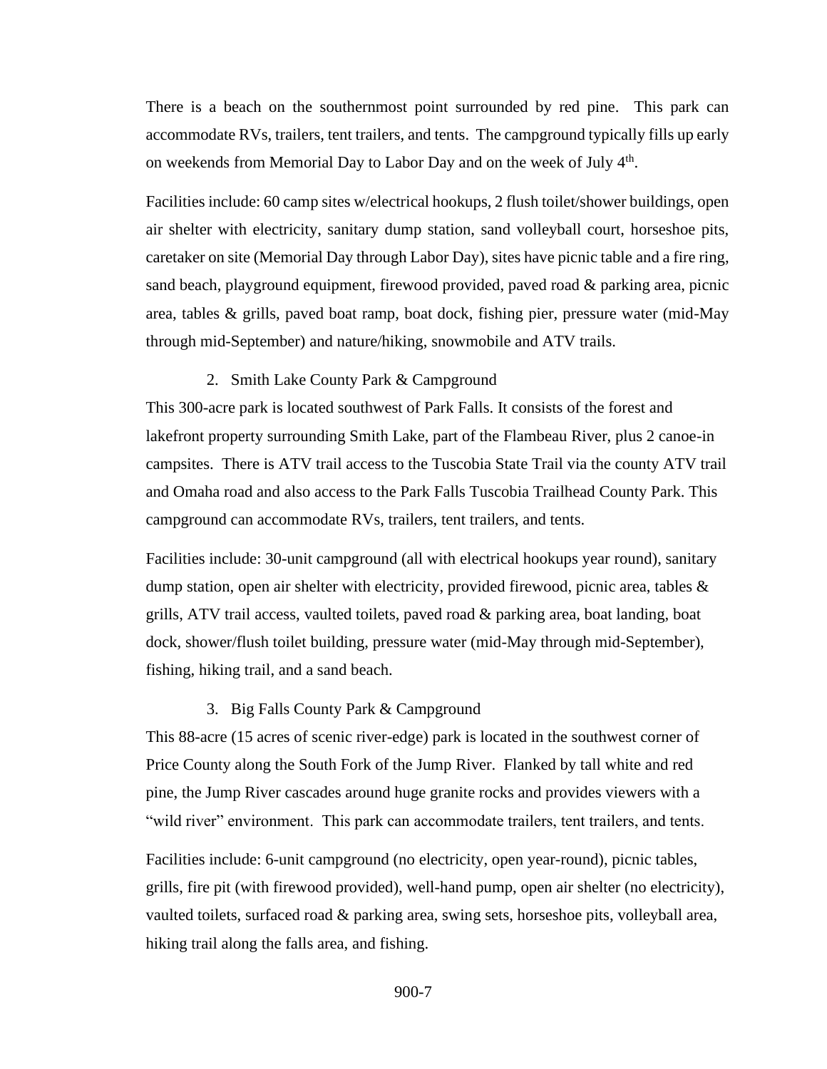There is a beach on the southernmost point surrounded by red pine. This park can accommodate RVs, trailers, tent trailers, and tents. The campground typically fills up early on weekends from Memorial Day to Labor Day and on the week of July 4th.

Facilities include: 60 camp sites w/electrical hookups, 2 flush toilet/shower buildings, open air shelter with electricity, sanitary dump station, sand volleyball court, horseshoe pits, caretaker on site (Memorial Day through Labor Day), sites have picnic table and a fire ring, sand beach, playground equipment, firewood provided, paved road & parking area, picnic area, tables & grills, paved boat ramp, boat dock, fishing pier, pressure water (mid-May through mid-September) and nature/hiking, snowmobile and ATV trails.

2. Smith Lake County Park & Campground

This 300-acre park is located southwest of Park Falls. It consists of the forest and lakefront property surrounding Smith Lake, part of the Flambeau River, plus 2 canoe-in campsites. There is ATV trail access to the Tuscobia State Trail via the county ATV trail and Omaha road and also access to the Park Falls Tuscobia Trailhead County Park. This campground can accommodate RVs, trailers, tent trailers, and tents.

Facilities include: 30-unit campground (all with electrical hookups year round), sanitary dump station, open air shelter with electricity, provided firewood, picnic area, tables & grills, ATV trail access, vaulted toilets, paved road & parking area, boat landing, boat dock, shower/flush toilet building, pressure water (mid-May through mid-September), fishing, hiking trail, and a sand beach.

3. Big Falls County Park & Campground

This 88-acre (15 acres of scenic river-edge) park is located in the southwest corner of Price County along the South Fork of the Jump River. Flanked by tall white and red pine, the Jump River cascades around huge granite rocks and provides viewers with a "wild river" environment. This park can accommodate trailers, tent trailers, and tents.

Facilities include: 6-unit campground (no electricity, open year-round), picnic tables, grills, fire pit (with firewood provided), well-hand pump, open air shelter (no electricity), vaulted toilets, surfaced road & parking area, swing sets, horseshoe pits, volleyball area, hiking trail along the falls area, and fishing.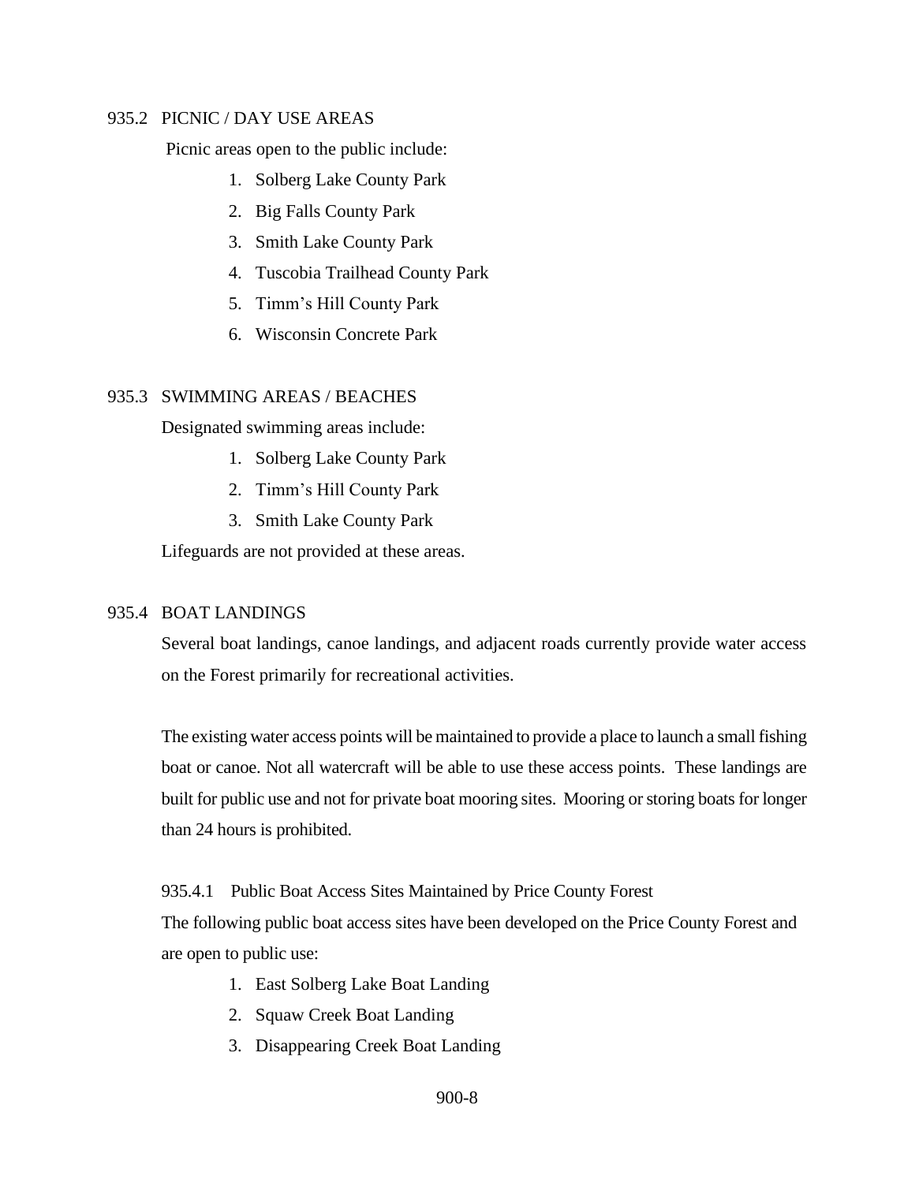## 935.2 PICNIC / DAY USE AREAS

Picnic areas open to the public include:

1. Solberg Lake County Park
2. Big Falls County Park
3. Smith Lake County Park
4. Tuscobia Trailhead County Park
5. Timm's Hill County Park
6. Wisconsin Concrete Park

## 935.3 SWIMMING AREAS / BEACHES

Designated swimming areas include:

1. Solberg Lake County Park
2. Timm's Hill County Park
3. Smith Lake County Park

Lifeguards are not provided at these areas.

## 935.4 BOAT LANDINGS

Several boat landings, canoe landings, and adjacent roads currently provide water access on the Forest primarily for recreational activities.

The existing water access points will be maintained to provide a place to launch a small fishing boat or canoe. Not all watercraft will be able to use these access points. These landings are built for public use and not for private boat mooring sites. Mooring or storing boats for longer than 24 hours is prohibited.

### 935.4.1 Public Boat Access Sites Maintained by Price County Forest

The following public boat access sites have been developed on the Price County Forest and are open to public use:

1. East Solberg Lake Boat Landing
2. Squaw Creek Boat Landing
3. Disappearing Creek Boat Landing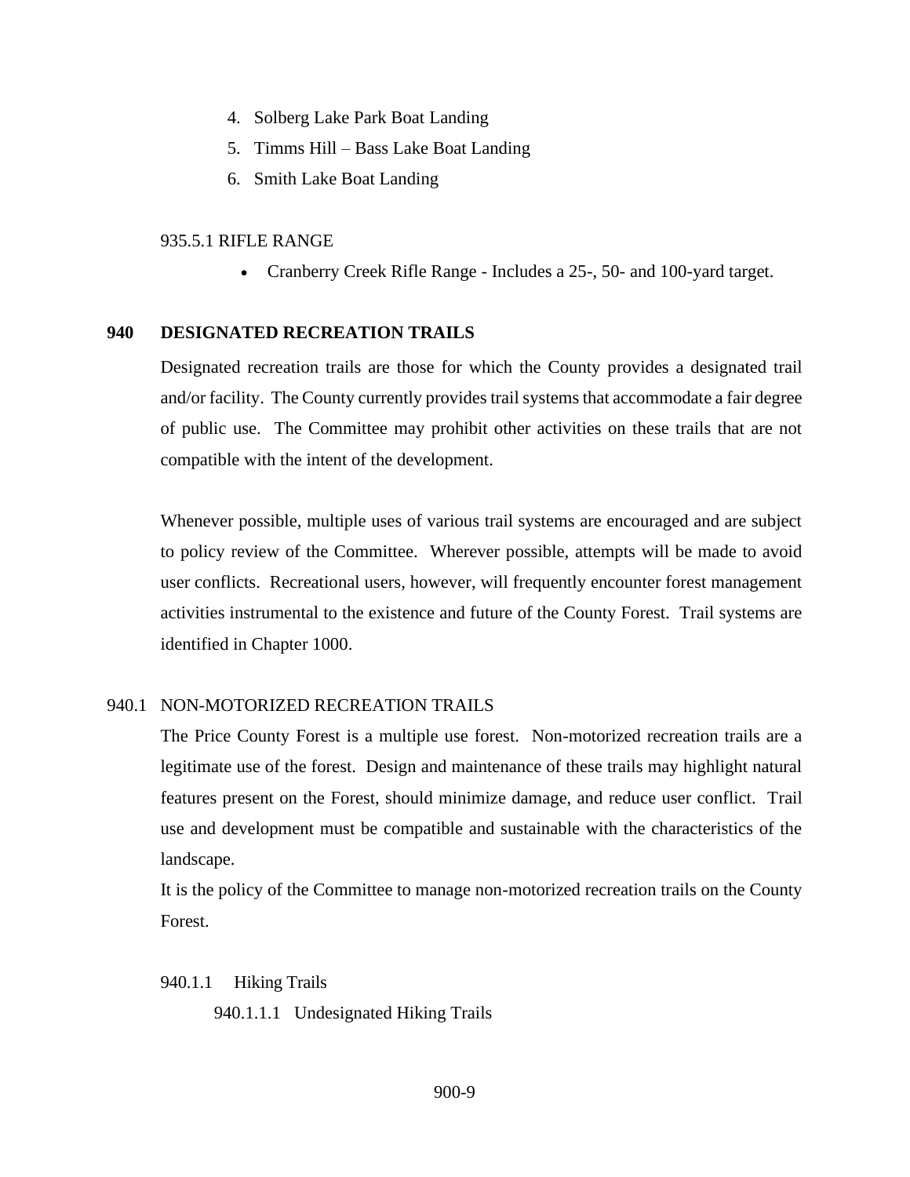4. Solberg Lake Park Boat Landing
5. Timms Hill – Bass Lake Boat Landing
6. Smith Lake Boat Landing

935.5.1 RIFLE RANGE

- Cranberry Creek Rifle Range - Includes a 25-, 50- and 100-yard target.

## 940 DESIGNATED RECREATION TRAILS

Designated recreation trails are those for which the County provides a designated trail and/or facility. The County currently provides trail systems that accommodate a fair degree of public use. The Committee may prohibit other activities on these trails that are not compatible with the intent of the development.

Whenever possible, multiple uses of various trail systems are encouraged and are subject to policy review of the Committee. Wherever possible, attempts will be made to avoid user conflicts. Recreational users, however, will frequently encounter forest management activities instrumental to the existence and future of the County Forest. Trail systems are identified in Chapter 1000.

940.1 NON-MOTORIZED RECREATION TRAILS

The Price County Forest is a multiple use forest. Non-motorized recreation trails are a legitimate use of the forest. Design and maintenance of these trails may highlight natural features present on the Forest, should minimize damage, and reduce user conflict. Trail use and development must be compatible and sustainable with the characteristics of the landscape.

It is the policy of the Committee to manage non-motorized recreation trails on the County Forest.

940.1.1 Hiking Trails

940.1.1.1 Undesignated Hiking Trails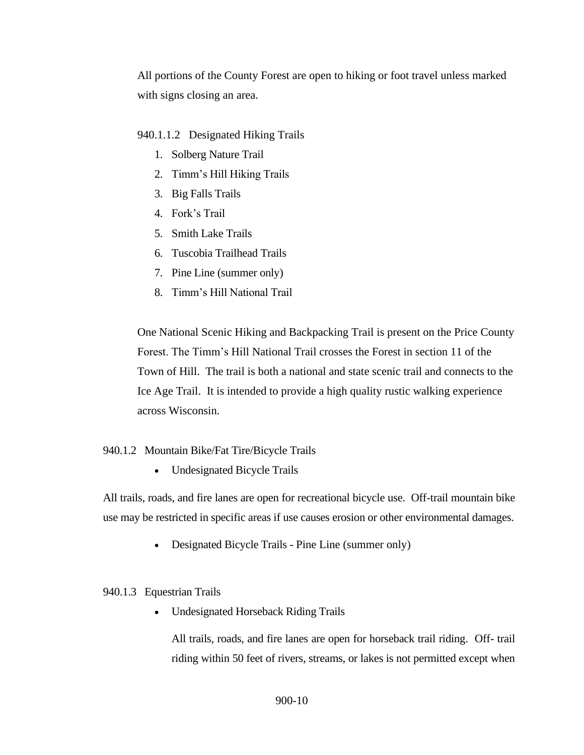All portions of the County Forest are open to hiking or foot travel unless marked with signs closing an area.

940.1.1.2 Designated Hiking Trails

1. Solberg Nature Trail
2. Timm's Hill Hiking Trails
3. Big Falls Trails
4. Fork's Trail
5. Smith Lake Trails
6. Tuscobia Trailhead Trails
7. Pine Line (summer only)
8. Timm's Hill National Trail

One National Scenic Hiking and Backpacking Trail is present on the Price County Forest. The Timm's Hill National Trail crosses the Forest in section 11 of the Town of Hill. The trail is both a national and state scenic trail and connects to the Ice Age Trail. It is intended to provide a high quality rustic walking experience across Wisconsin.

940.1.2 Mountain Bike/Fat Tire/Bicycle Trails

- Undesignated Bicycle Trails

All trails, roads, and fire lanes are open for recreational bicycle use. Off-trail mountain bike use may be restricted in specific areas if use causes erosion or other environmental damages.

- Designated Bicycle Trails - Pine Line (summer only)

940.1.3 Equestrian Trails

- Undesignated Horseback Riding Trails

  All trails, roads, and fire lanes are open for horseback trail riding. Off- trail riding within 50 feet of rivers, streams, or lakes is not permitted except when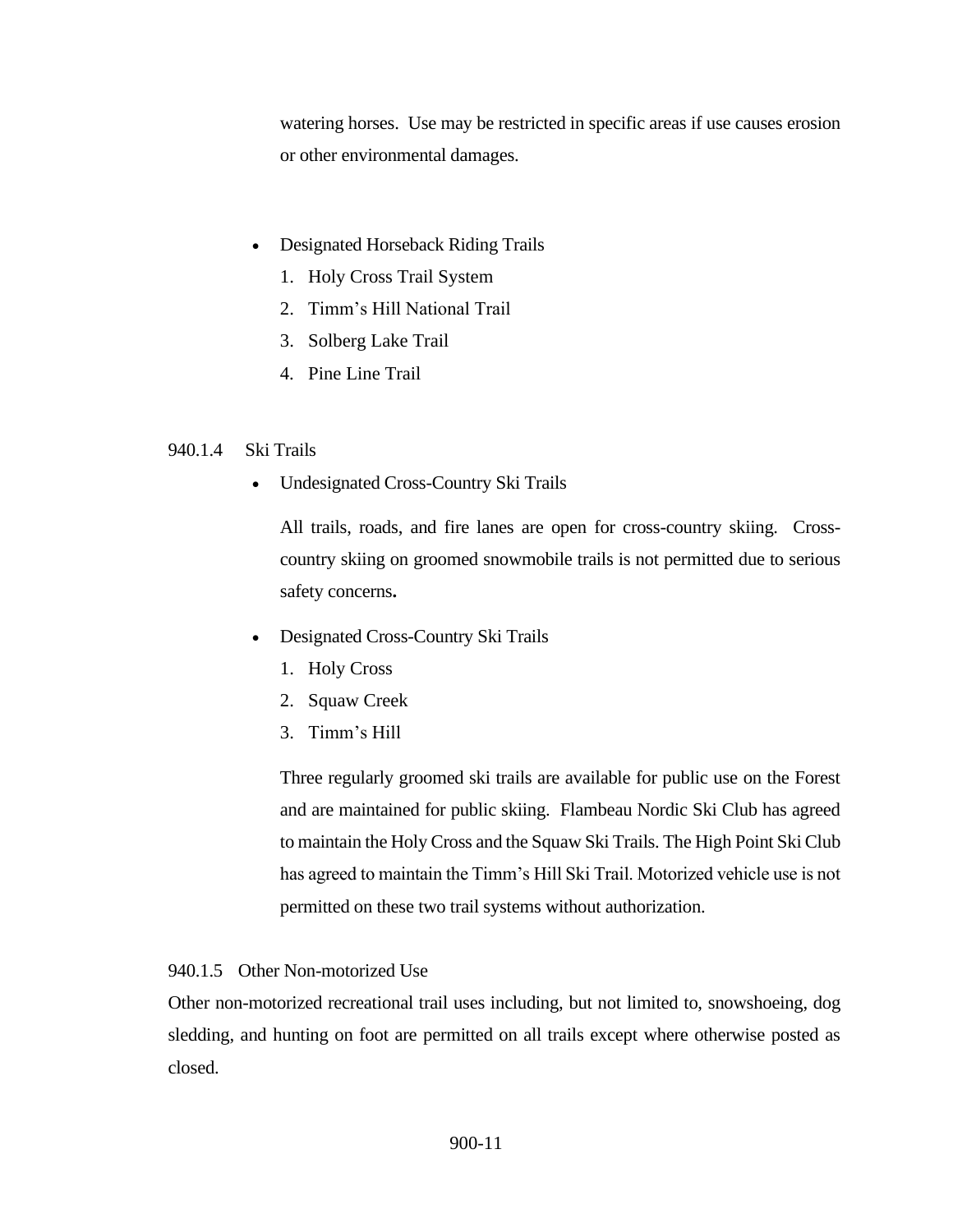watering horses. Use may be restricted in specific areas if use causes erosion or other environmental damages.

- Designated Horseback Riding Trails
  1. Holy Cross Trail System
  2. Timm's Hill National Trail
  3. Solberg Lake Trail
  4. Pine Line Trail

940.1.4 Ski Trails

- Undesignated Cross-Country Ski Trails

  All trails, roads, and fire lanes are open for cross-country skiing. Cross-country skiing on groomed snowmobile trails is not permitted due to serious safety concerns**.**

- Designated Cross-Country Ski Trails
  1. Holy Cross
  2. Squaw Creek
  3. Timm's Hill

  Three regularly groomed ski trails are available for public use on the Forest and are maintained for public skiing. Flambeau Nordic Ski Club has agreed to maintain the Holy Cross and the Squaw Ski Trails. The High Point Ski Club has agreed to maintain the Timm's Hill Ski Trail. Motorized vehicle use is not permitted on these two trail systems without authorization.

940.1.5 Other Non-motorized Use

Other non-motorized recreational trail uses including, but not limited to, snowshoeing, dog sledding, and hunting on foot are permitted on all trails except where otherwise posted as closed.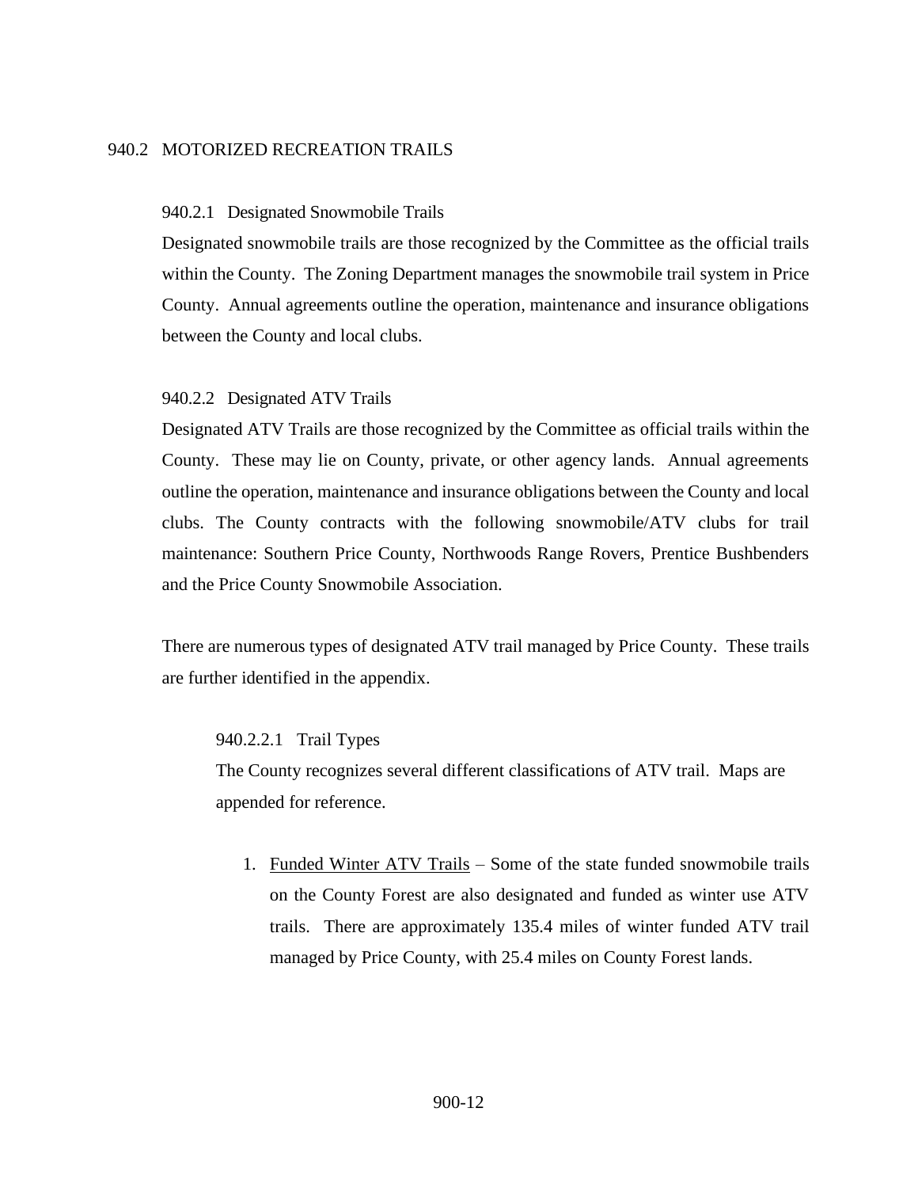## 940.2 MOTORIZED RECREATION TRAILS

### 940.2.1 Designated Snowmobile Trails

Designated snowmobile trails are those recognized by the Committee as the official trails within the County. The Zoning Department manages the snowmobile trail system in Price County. Annual agreements outline the operation, maintenance and insurance obligations between the County and local clubs.

### 940.2.2 Designated ATV Trails

Designated ATV Trails are those recognized by the Committee as official trails within the County. These may lie on County, private, or other agency lands. Annual agreements outline the operation, maintenance and insurance obligations between the County and local clubs. The County contracts with the following snowmobile/ATV clubs for trail maintenance: Southern Price County, Northwoods Range Rovers, Prentice Bushbenders and the Price County Snowmobile Association.

There are numerous types of designated ATV trail managed by Price County. These trails are further identified in the appendix.

#### 940.2.2.1 Trail Types

The County recognizes several different classifications of ATV trail. Maps are appended for reference.

1. <u>Funded Winter ATV Trails</u> – Some of the state funded snowmobile trails on the County Forest are also designated and funded as winter use ATV trails. There are approximately 135.4 miles of winter funded ATV trail managed by Price County, with 25.4 miles on County Forest lands.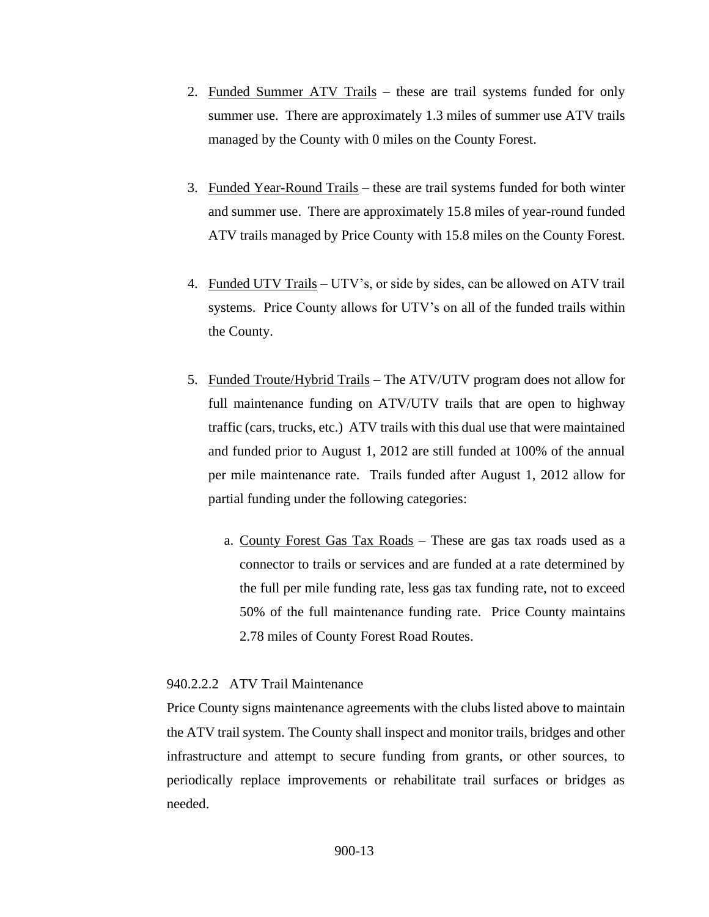2. Funded Summer ATV Trails – these are trail systems funded for only summer use. There are approximately 1.3 miles of summer use ATV trails managed by the County with 0 miles on the County Forest.

3. Funded Year-Round Trails – these are trail systems funded for both winter and summer use. There are approximately 15.8 miles of year-round funded ATV trails managed by Price County with 15.8 miles on the County Forest.

4. Funded UTV Trails – UTV's, or side by sides, can be allowed on ATV trail systems. Price County allows for UTV's on all of the funded trails within the County.

5. Funded Troute/Hybrid Trails – The ATV/UTV program does not allow for full maintenance funding on ATV/UTV trails that are open to highway traffic (cars, trucks, etc.) ATV trails with this dual use that were maintained and funded prior to August 1, 2012 are still funded at 100% of the annual per mile maintenance rate. Trails funded after August 1, 2012 allow for partial funding under the following categories:

    a. County Forest Gas Tax Roads – These are gas tax roads used as a connector to trails or services and are funded at a rate determined by the full per mile funding rate, less gas tax funding rate, not to exceed 50% of the full maintenance funding rate. Price County maintains 2.78 miles of County Forest Road Routes.

#### 940.2.2.2 ATV Trail Maintenance

Price County signs maintenance agreements with the clubs listed above to maintain the ATV trail system. The County shall inspect and monitor trails, bridges and other infrastructure and attempt to secure funding from grants, or other sources, to periodically replace improvements or rehabilitate trail surfaces or bridges as needed.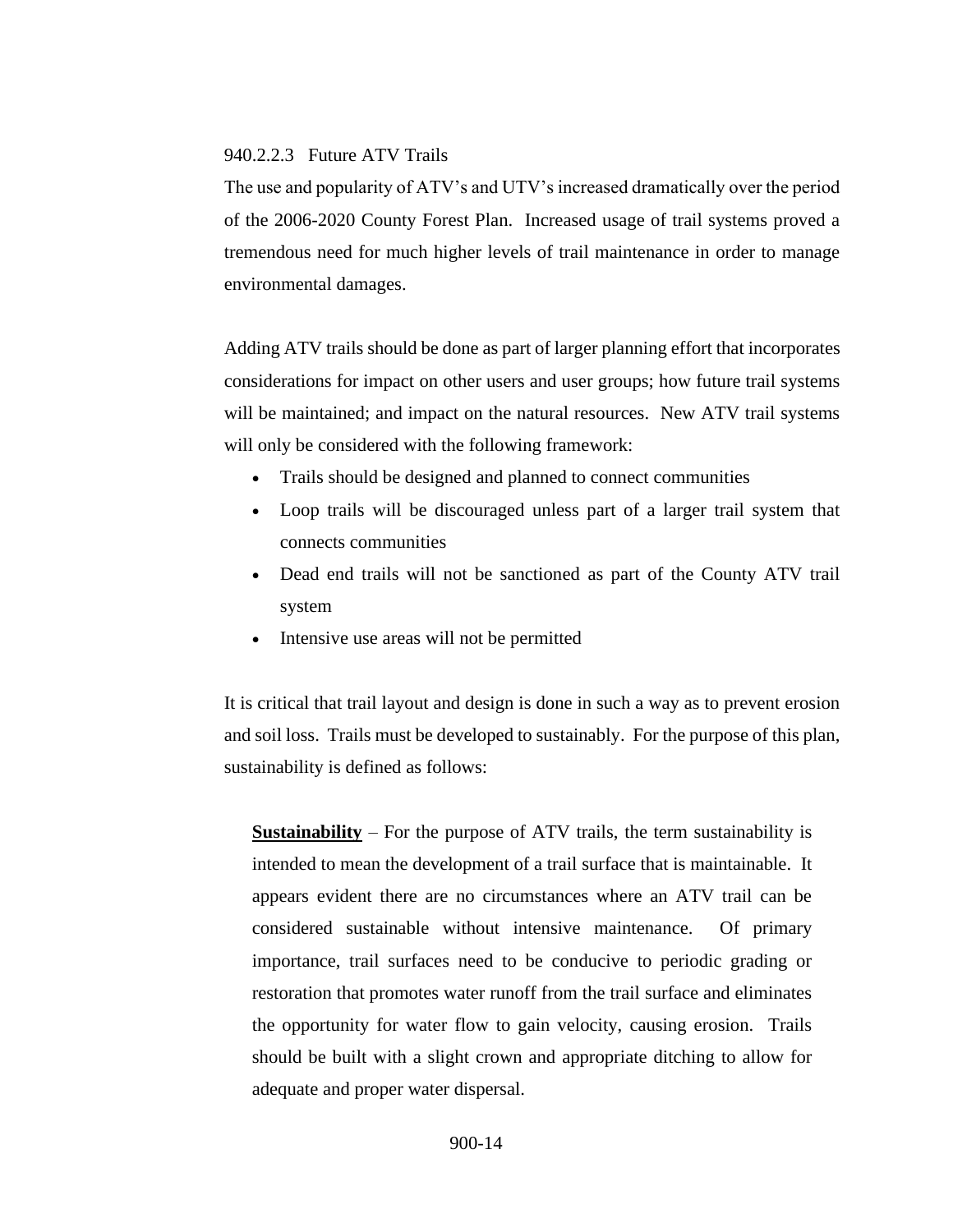#### 940.2.2.3 Future ATV Trails

The use and popularity of ATV's and UTV's increased dramatically over the period of the 2006-2020 County Forest Plan. Increased usage of trail systems proved a tremendous need for much higher levels of trail maintenance in order to manage environmental damages.

Adding ATV trails should be done as part of larger planning effort that incorporates considerations for impact on other users and user groups; how future trail systems will be maintained; and impact on the natural resources. New ATV trail systems will only be considered with the following framework:

- Trails should be designed and planned to connect communities
- Loop trails will be discouraged unless part of a larger trail system that connects communities
- Dead end trails will not be sanctioned as part of the County ATV trail system
- Intensive use areas will not be permitted

It is critical that trail layout and design is done in such a way as to prevent erosion and soil loss. Trails must be developed to sustainably. For the purpose of this plan, sustainability is defined as follows:

> **Sustainability** – For the purpose of ATV trails, the term sustainability is intended to mean the development of a trail surface that is maintainable. It appears evident there are no circumstances where an ATV trail can be considered sustainable without intensive maintenance. Of primary importance, trail surfaces need to be conducive to periodic grading or restoration that promotes water runoff from the trail surface and eliminates the opportunity for water flow to gain velocity, causing erosion. Trails should be built with a slight crown and appropriate ditching to allow for adequate and proper water dispersal.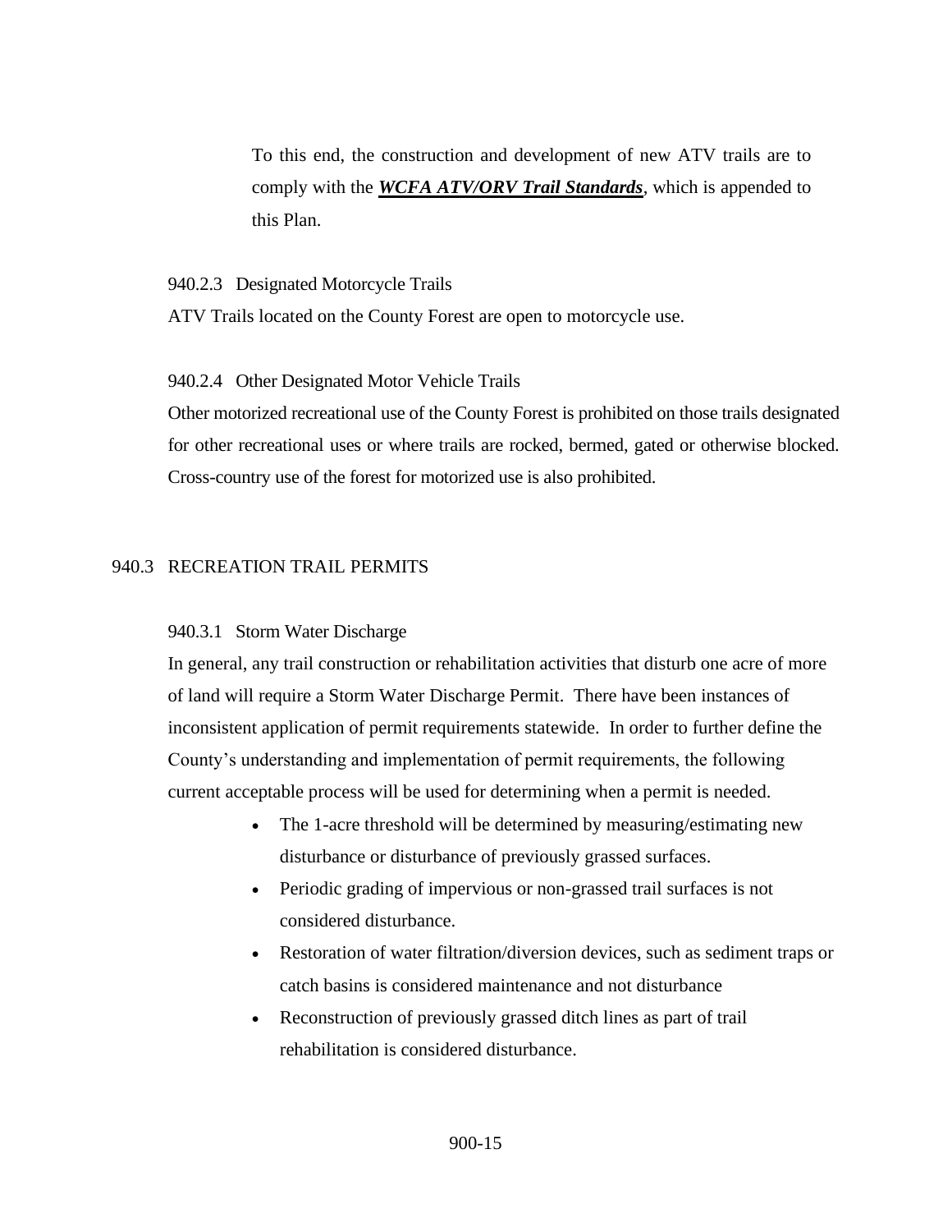To this end, the construction and development of new ATV trails are to comply with the ***WCFA ATV/ORV Trail Standards***, which is appended to this Plan.

#### 940.2.3 Designated Motorcycle Trails

ATV Trails located on the County Forest are open to motorcycle use.

#### 940.2.4 Other Designated Motor Vehicle Trails

Other motorized recreational use of the County Forest is prohibited on those trails designated for other recreational uses or where trails are rocked, bermed, gated or otherwise blocked. Cross-country use of the forest for motorized use is also prohibited.

### 940.3 RECREATION TRAIL PERMITS

#### 940.3.1 Storm Water Discharge

In general, any trail construction or rehabilitation activities that disturb one acre of more of land will require a Storm Water Discharge Permit. There have been instances of inconsistent application of permit requirements statewide. In order to further define the County's understanding and implementation of permit requirements, the following current acceptable process will be used for determining when a permit is needed.

- The 1-acre threshold will be determined by measuring/estimating new disturbance or disturbance of previously grassed surfaces.
- Periodic grading of impervious or non-grassed trail surfaces is not considered disturbance.
- Restoration of water filtration/diversion devices, such as sediment traps or catch basins is considered maintenance and not disturbance
- Reconstruction of previously grassed ditch lines as part of trail rehabilitation is considered disturbance.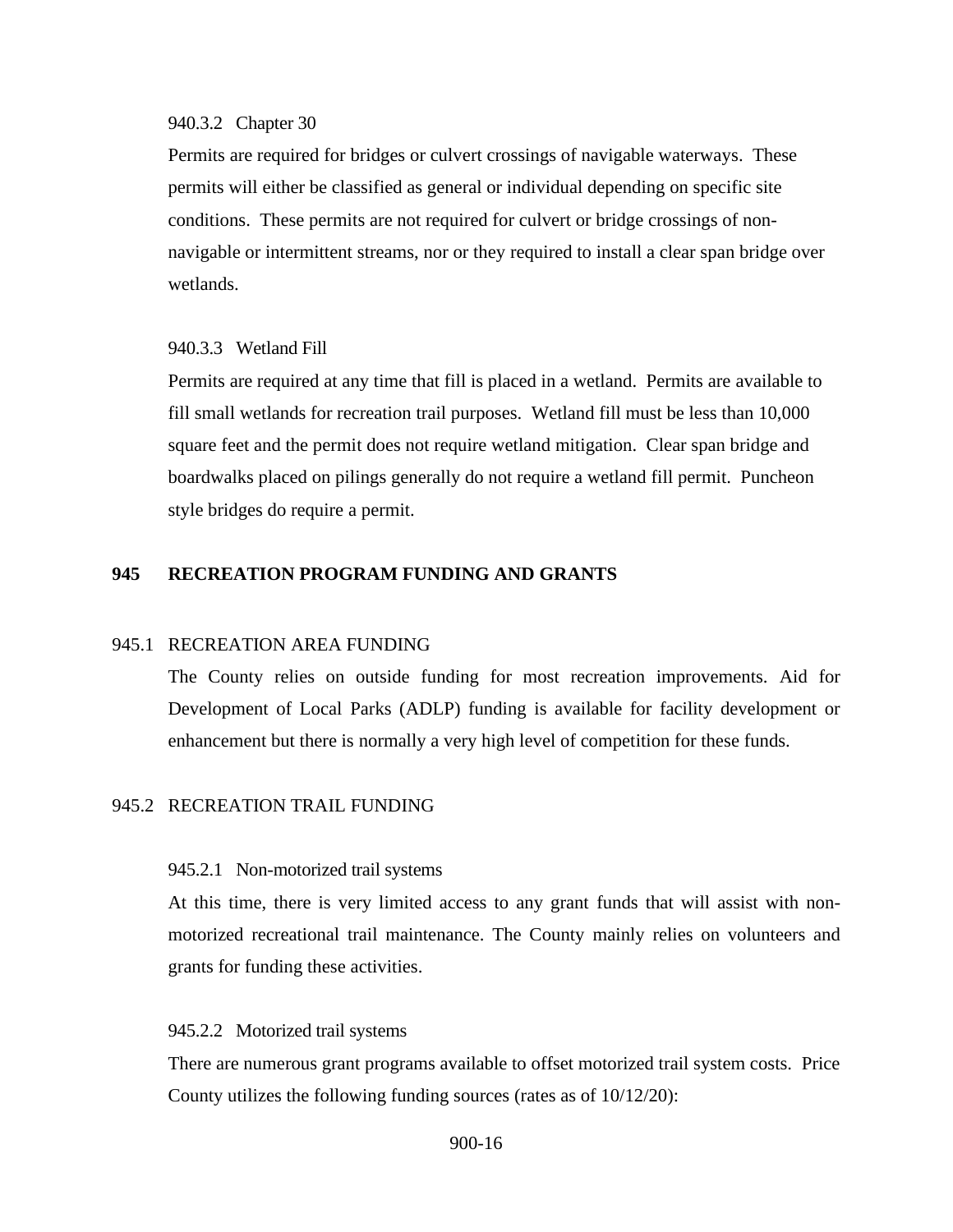#### 940.3.2 Chapter 30

Permits are required for bridges or culvert crossings of navigable waterways. These permits will either be classified as general or individual depending on specific site conditions. These permits are not required for culvert or bridge crossings of non-navigable or intermittent streams, nor or they required to install a clear span bridge over wetlands.

#### 940.3.3 Wetland Fill

Permits are required at any time that fill is placed in a wetland. Permits are available to fill small wetlands for recreation trail purposes. Wetland fill must be less than 10,000 square feet and the permit does not require wetland mitigation. Clear span bridge and boardwalks placed on pilings generally do not require a wetland fill permit. Puncheon style bridges do require a permit.

## 945 RECREATION PROGRAM FUNDING AND GRANTS

### 945.1 RECREATION AREA FUNDING

The County relies on outside funding for most recreation improvements. Aid for Development of Local Parks (ADLP) funding is available for facility development or enhancement but there is normally a very high level of competition for these funds.

### 945.2 RECREATION TRAIL FUNDING

#### 945.2.1 Non-motorized trail systems

At this time, there is very limited access to any grant funds that will assist with non-motorized recreational trail maintenance. The County mainly relies on volunteers and grants for funding these activities.

#### 945.2.2 Motorized trail systems

There are numerous grant programs available to offset motorized trail system costs. Price County utilizes the following funding sources (rates as of 10/12/20):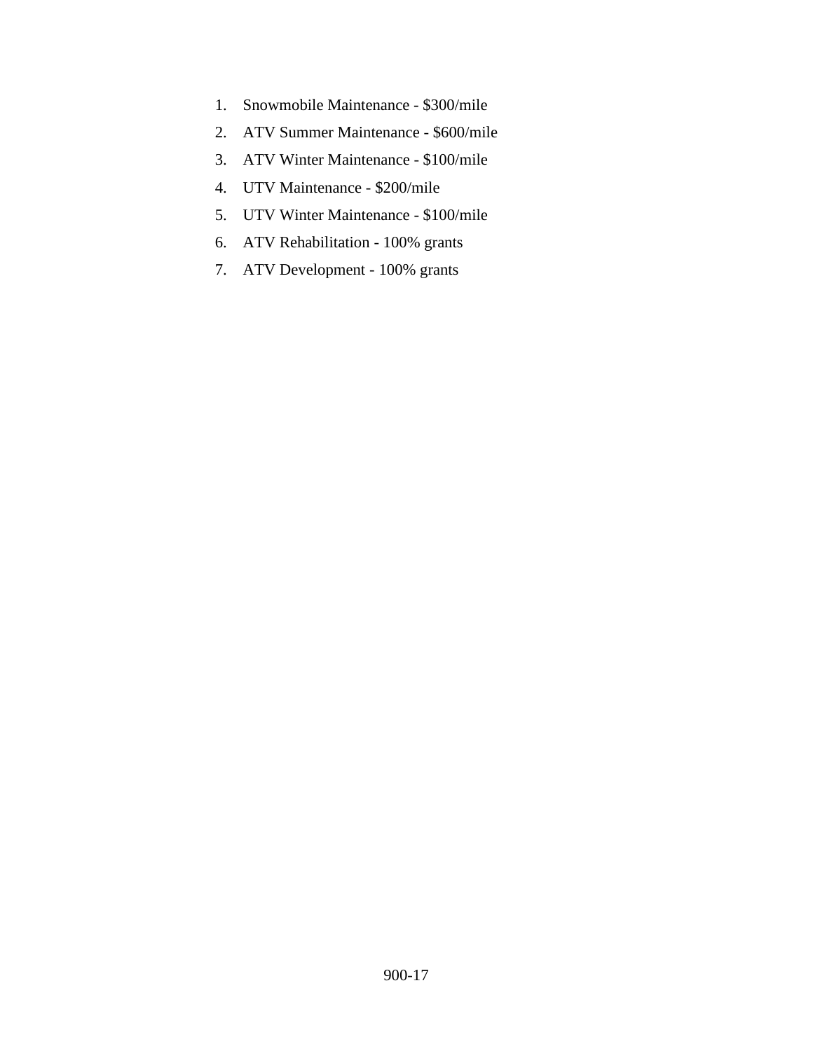1. Snowmobile Maintenance - $300/mile
2. ATV Summer Maintenance - $600/mile
3. ATV Winter Maintenance - $100/mile
4. UTV Maintenance - $200/mile
5. UTV Winter Maintenance - $100/mile
6. ATV Rehabilitation - 100% grants
7. ATV Development - 100% grants